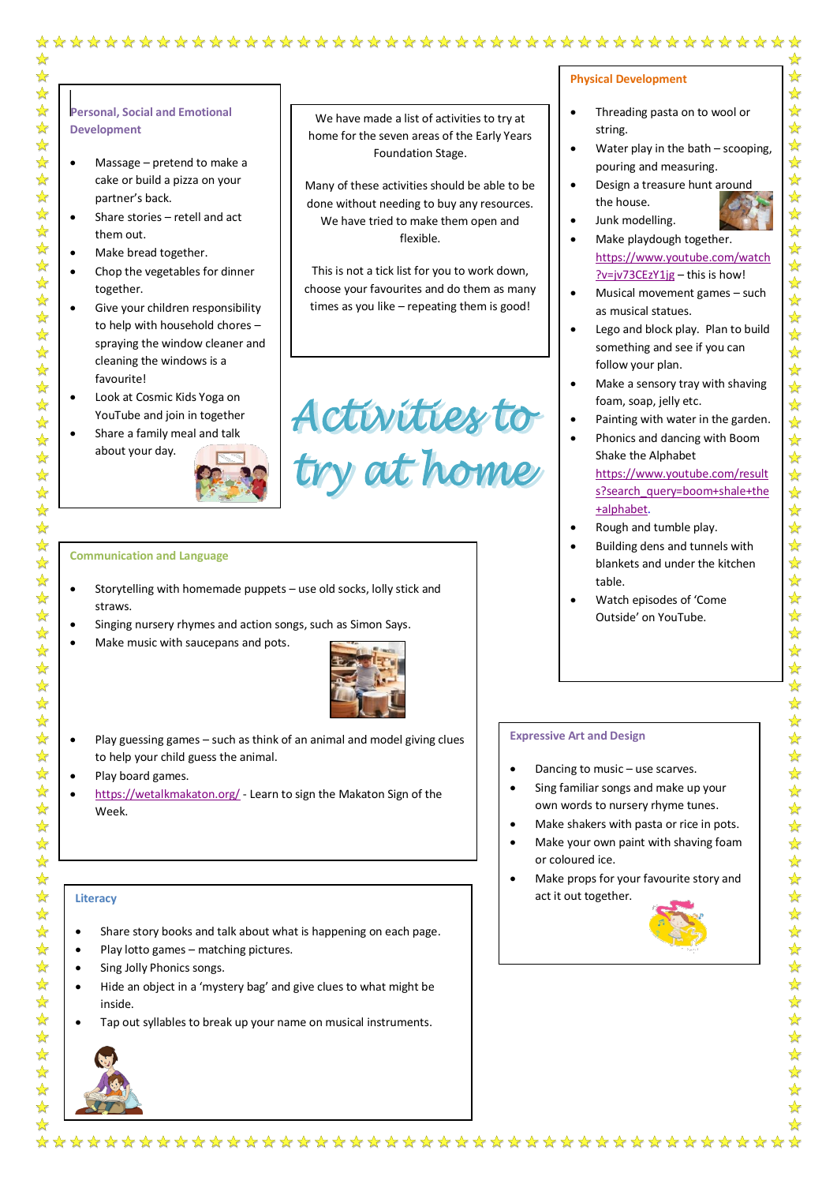# Activities to try at home

We have made a list of activities to try at home for the seven areas of the Early Years Foundation Stage.

Many of these activities should be able to be done without needing to buy any resources. We have tried to make them open and flexible.

This is not a tick list for you to work down, choose your favourites and do them as many times as you like – repeating them is good!

## Personal, Social and Emotional Development

- Massage – pretend to make a cake or build a pizza on your partner's back.
- Share stories – retell and act them out.
- Make bread together.
- Chop the vegetables for dinner together.
- Give your children responsibility to help with household chores – spraying the window cleaner and cleaning the windows is a favourite!
- Look at Cosmic Kids Yoga on YouTube and join in together
- Share a family meal and talk about your day.

## Physical Development

- Threading pasta on to wool or string.
- Water play in the bath – scooping, pouring and measuring.
- Design a treasure hunt around the house.
- Junk modelling.
- Make playdough together. https://www.youtube.com/watch?v=jv73CEzY1jg – this is how!
- Musical movement games – such as musical statues.
- Lego and block play. Plan to build something and see if you can follow your plan.
- Make a sensory tray with shaving foam, soap, jelly etc.
- Painting with water in the garden.
- Phonics and dancing with Boom Shake the Alphabet https://www.youtube.com/results?search_query=boom+shale+the+alphabet.
- Rough and tumble play.
- Building dens and tunnels with blankets and under the kitchen table.
- Watch episodes of 'Come Outside' on YouTube.

## Communication and Language

- Storytelling with homemade puppets – use old socks, lolly stick and straws.
- Singing nursery rhymes and action songs, such as Simon Says.
- Make music with saucepans and pots.
- Play guessing games – such as think of an animal and model giving clues to help your child guess the animal.
- Play board games.
- https://wetalkmakaton.org/ - Learn to sign the Makaton Sign of the Week.

## Expressive Art and Design

- Dancing to music – use scarves.
- Sing familiar songs and make up your own words to nursery rhyme tunes.
- Make shakers with pasta or rice in pots.
- Make your own paint with shaving foam or coloured ice.
- Make props for your favourite story and act it out together.

## Literacy

- Share story books and talk about what is happening on each page.
- Play lotto games – matching pictures.
- Sing Jolly Phonics songs.
- Hide an object in a 'mystery bag' and give clues to what might be inside.
- Tap out syllables to break up your name on musical instruments.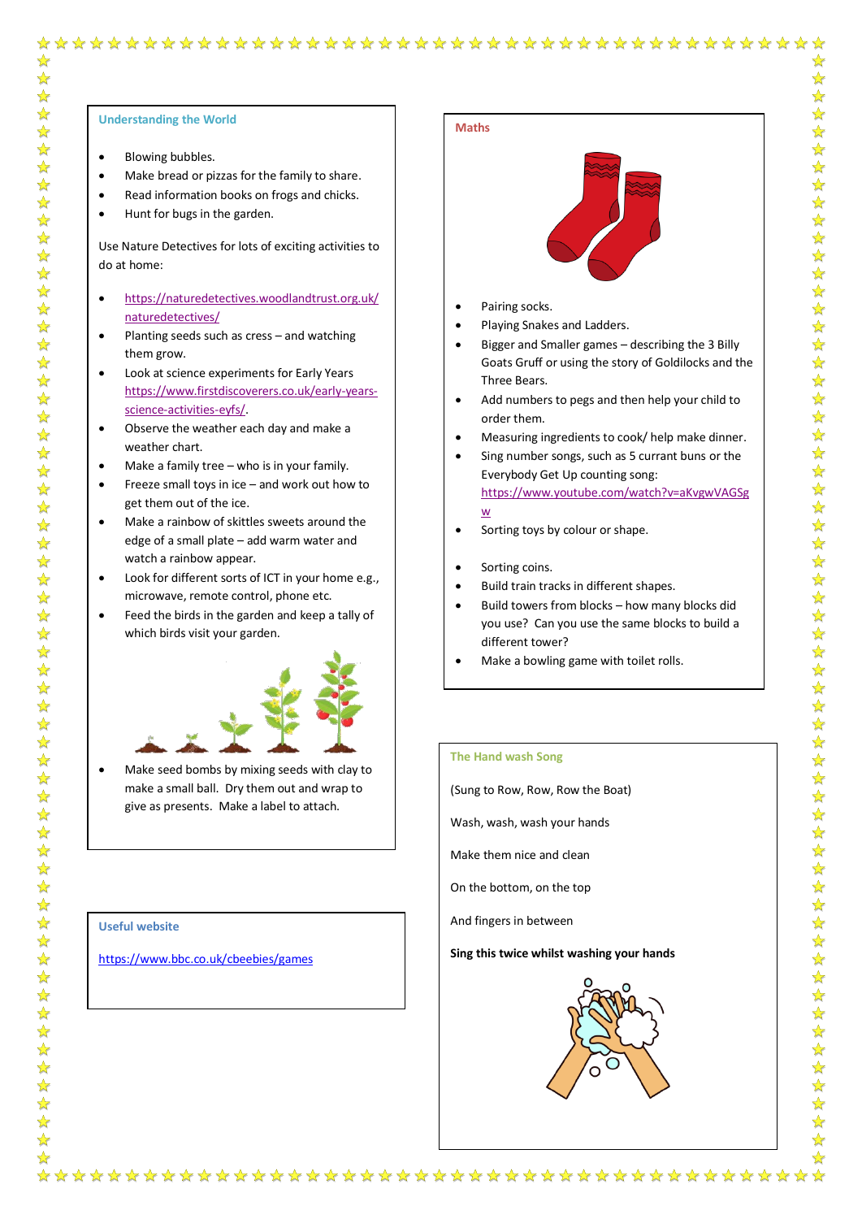## Understanding the World

- Blowing bubbles.
- Make bread or pizzas for the family to share.
- Read information books on frogs and chicks.
- Hunt for bugs in the garden.

Use Nature Detectives for lots of exciting activities to do at home:

- https://naturedetectives.woodlandtrust.org.uk/naturedetectives/
- Planting seeds such as cress – and watching them grow.
- Look at science experiments for Early Years https://www.firstdiscoverers.co.uk/early-years-science-activities-eyfs/.
- Observe the weather each day and make a weather chart.
- Make a family tree – who is in your family.
- Freeze small toys in ice – and work out how to get them out of the ice.
- Make a rainbow of skittles sweets around the edge of a small plate – add warm water and watch a rainbow appear.
- Look for different sorts of ICT in your home e.g., microwave, remote control, phone etc.
- Feed the birds in the garden and keep a tally of which birds visit your garden.
- Make seed bombs by mixing seeds with clay to make a small ball. Dry them out and wrap to give as presents. Make a label to attach.

## Useful website

https://www.bbc.co.uk/cbeebies/games

## Maths

- Pairing socks.
- Playing Snakes and Ladders.
- Bigger and Smaller games – describing the 3 Billy Goats Gruff or using the story of Goldilocks and the Three Bears.
- Add numbers to pegs and then help your child to order them.
- Measuring ingredients to cook/ help make dinner.
- Sing number songs, such as 5 currant buns or the Everybody Get Up counting song: https://www.youtube.com/watch?v=aKvgwVAGSgw
- Sorting toys by colour or shape.
- Sorting coins.
- Build train tracks in different shapes.
- Build towers from blocks – how many blocks did you use? Can you use the same blocks to build a different tower?
- Make a bowling game with toilet rolls.

## The Hand wash Song

(Sung to Row, Row, Row the Boat)

Wash, wash, wash your hands

Make them nice and clean

On the bottom, on the top

And fingers in between

**Sing this twice whilst washing your hands**